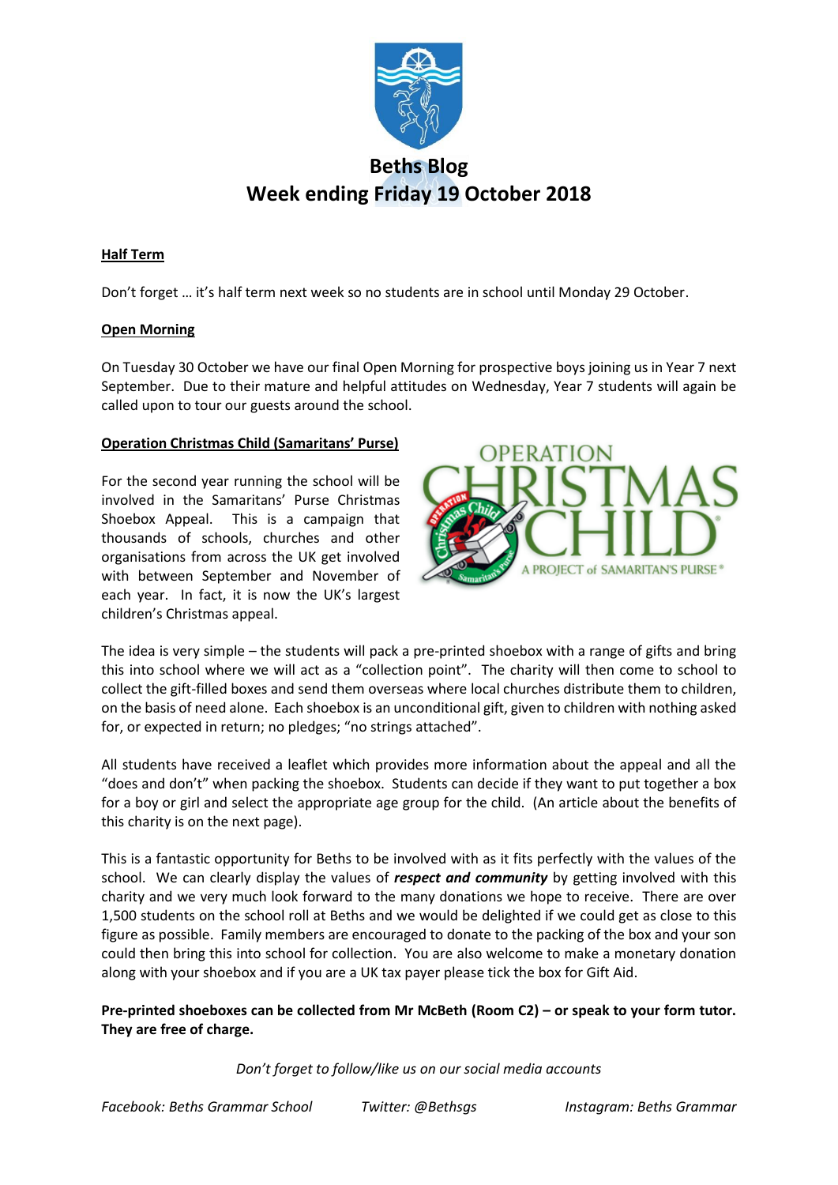# Beths Blog
## Week ending Friday 19 October 2018

**Half Term**

Don't forget … it's half term next week so no students are in school until Monday 29 October.

**Open Morning**

On Tuesday 30 October we have our final Open Morning for prospective boys joining us in Year 7 next September. Due to their mature and helpful attitudes on Wednesday, Year 7 students will again be called upon to tour our guests around the school.

**Operation Christmas Child (Samaritans' Purse)**

For the second year running the school will be involved in the Samaritans' Purse Christmas Shoebox Appeal. This is a campaign that thousands of schools, churches and other organisations from across the UK get involved with between September and November of each year. In fact, it is now the UK's largest children's Christmas appeal.

The idea is very simple – the students will pack a pre-printed shoebox with a range of gifts and bring this into school where we will act as a "collection point". The charity will then come to school to collect the gift-filled boxes and send them overseas where local churches distribute them to children, on the basis of need alone. Each shoebox is an unconditional gift, given to children with nothing asked for, or expected in return; no pledges; "no strings attached".

All students have received a leaflet which provides more information about the appeal and all the "does and don't" when packing the shoebox. Students can decide if they want to put together a box for a boy or girl and select the appropriate age group for the child. (An article about the benefits of this charity is on the next page).

This is a fantastic opportunity for Beths to be involved with as it fits perfectly with the values of the school. We can clearly display the values of ***respect and community*** by getting involved with this charity and we very much look forward to the many donations we hope to receive. There are over 1,500 students on the school roll at Beths and we would be delighted if we could get as close to this figure as possible. Family members are encouraged to donate to the packing of the box and your son could then bring this into school for collection. You are also welcome to make a monetary donation along with your shoebox and if you are a UK tax payer please tick the box for Gift Aid.

**Pre-printed shoeboxes can be collected from Mr McBeth (Room C2) – or speak to your form tutor. They are free of charge.**

*Don't forget to follow/like us on our social media accounts*

*Facebook: Beths Grammar School* *Twitter: @Bethsgs* *Instagram: Beths Grammar*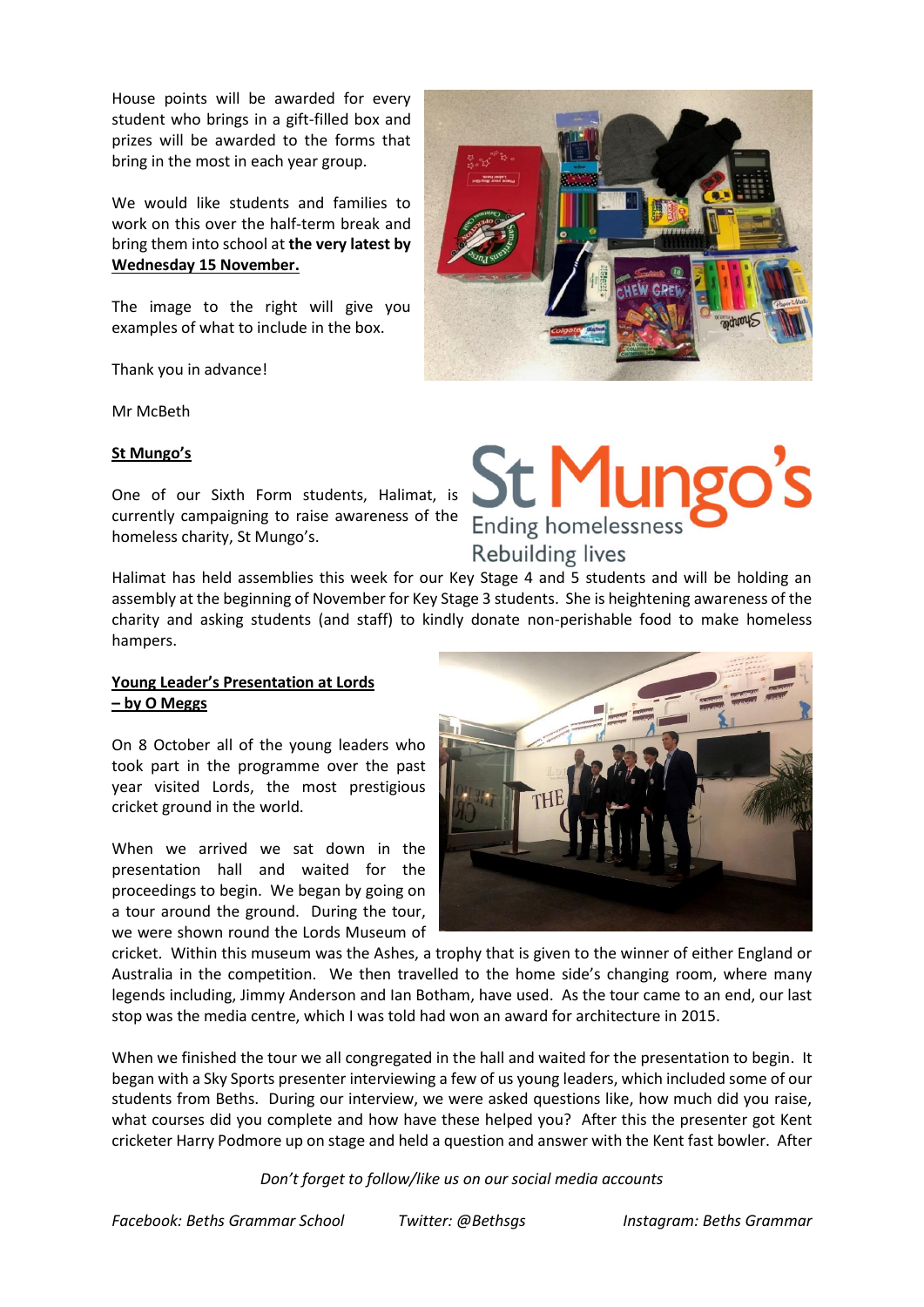House points will be awarded for every student who brings in a gift-filled box and prizes will be awarded to the forms that bring in the most in each year group.

We would like students and families to work on this over the half-term break and bring them into school at **the very latest by <u>Wednesday 15 November.</u>**

The image to the right will give you examples of what to include in the box.

Thank you in advance!

Mr McBeth

**<u>St Mungo's</u>**

One of our Sixth Form students, Halimat, is currently campaigning to raise awareness of the homeless charity, St Mungo's.

Halimat has held assemblies this week for our Key Stage 4 and 5 students and will be holding an assembly at the beginning of November for Key Stage 3 students. She is heightening awareness of the charity and asking students (and staff) to kindly donate non-perishable food to make homeless hampers.

**<u>Young Leader's Presentation at Lords – by O Meggs</u>**

On 8 October all of the young leaders who took part in the programme over the past year visited Lords, the most prestigious cricket ground in the world.

When we arrived we sat down in the presentation hall and waited for the proceedings to begin. We began by going on a tour around the ground. During the tour, we were shown round the Lords Museum of cricket. Within this museum was the Ashes, a trophy that is given to the winner of either England or Australia in the competition. We then travelled to the home side's changing room, where many legends including, Jimmy Anderson and Ian Botham, have used. As the tour came to an end, our last stop was the media centre, which I was told had won an award for architecture in 2015.

When we finished the tour we all congregated in the hall and waited for the presentation to begin. It began with a Sky Sports presenter interviewing a few of us young leaders, which included some of our students from Beths. During our interview, we were asked questions like, how much did you raise, what courses did you complete and how have these helped you? After this the presenter got Kent cricketer Harry Podmore up on stage and held a question and answer with the Kent fast bowler. After

*Don't forget to follow/like us on our social media accounts*

*Facebook: Beths Grammar School* *Twitter: @Bethsgs* *Instagram: Beths Grammar*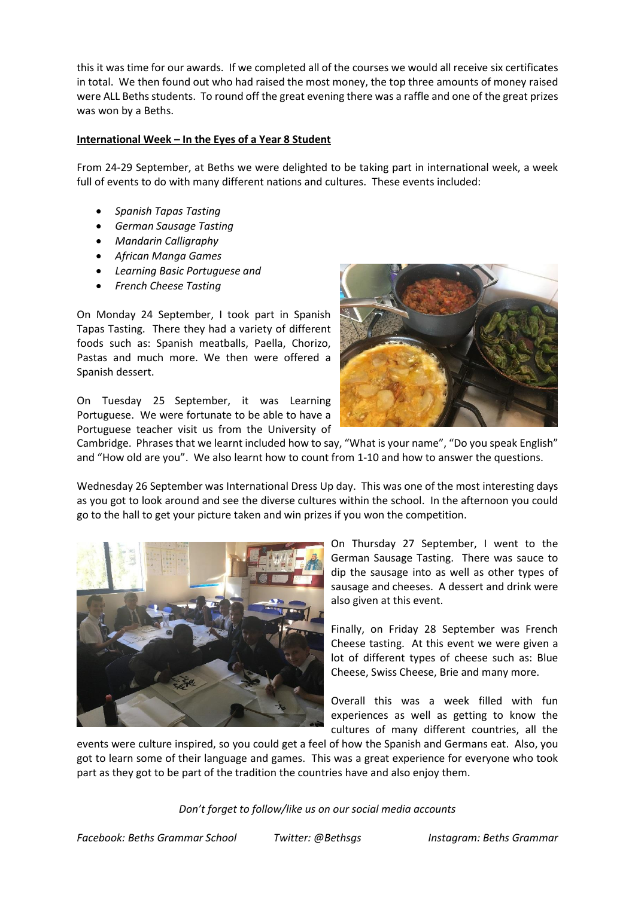this it was time for our awards. If we completed all of the courses we would all receive six certificates in total. We then found out who had raised the most money, the top three amounts of money raised were ALL Beths students. To round off the great evening there was a raffle and one of the great prizes was won by a Beths.

**International Week – In the Eyes of a Year 8 Student**

From 24-29 September, at Beths we were delighted to be taking part in international week, a week full of events to do with many different nations and cultures. These events included:

- *Spanish Tapas Tasting*
- *German Sausage Tasting*
- *Mandarin Calligraphy*
- *African Manga Games*
- *Learning Basic Portuguese and*
- *French Cheese Tasting*

On Monday 24 September, I took part in Spanish Tapas Tasting. There they had a variety of different foods such as: Spanish meatballs, Paella, Chorizo, Pastas and much more. We then were offered a Spanish dessert.

On Tuesday 25 September, it was Learning Portuguese. We were fortunate to be able to have a Portuguese teacher visit us from the University of Cambridge. Phrases that we learnt included how to say, "What is your name", "Do you speak English" and "How old are you". We also learnt how to count from 1-10 and how to answer the questions.

Wednesday 26 September was International Dress Up day. This was one of the most interesting days as you got to look around and see the diverse cultures within the school. In the afternoon you could go to the hall to get your picture taken and win prizes if you won the competition.

On Thursday 27 September, I went to the German Sausage Tasting. There was sauce to dip the sausage into as well as other types of sausage and cheeses. A dessert and drink were also given at this event.

Finally, on Friday 28 September was French Cheese tasting. At this event we were given a lot of different types of cheese such as: Blue Cheese, Swiss Cheese, Brie and many more.

Overall this was a week filled with fun experiences as well as getting to know the cultures of many different countries, all the events were culture inspired, so you could get a feel of how the Spanish and Germans eat. Also, you got to learn some of their language and games. This was a great experience for everyone who took part as they got to be part of the tradition the countries have and also enjoy them.

*Don't forget to follow/like us on our social media accounts*

*Facebook: Beths Grammar School* *Twitter: @Bethsgs* *Instagram: Beths Grammar*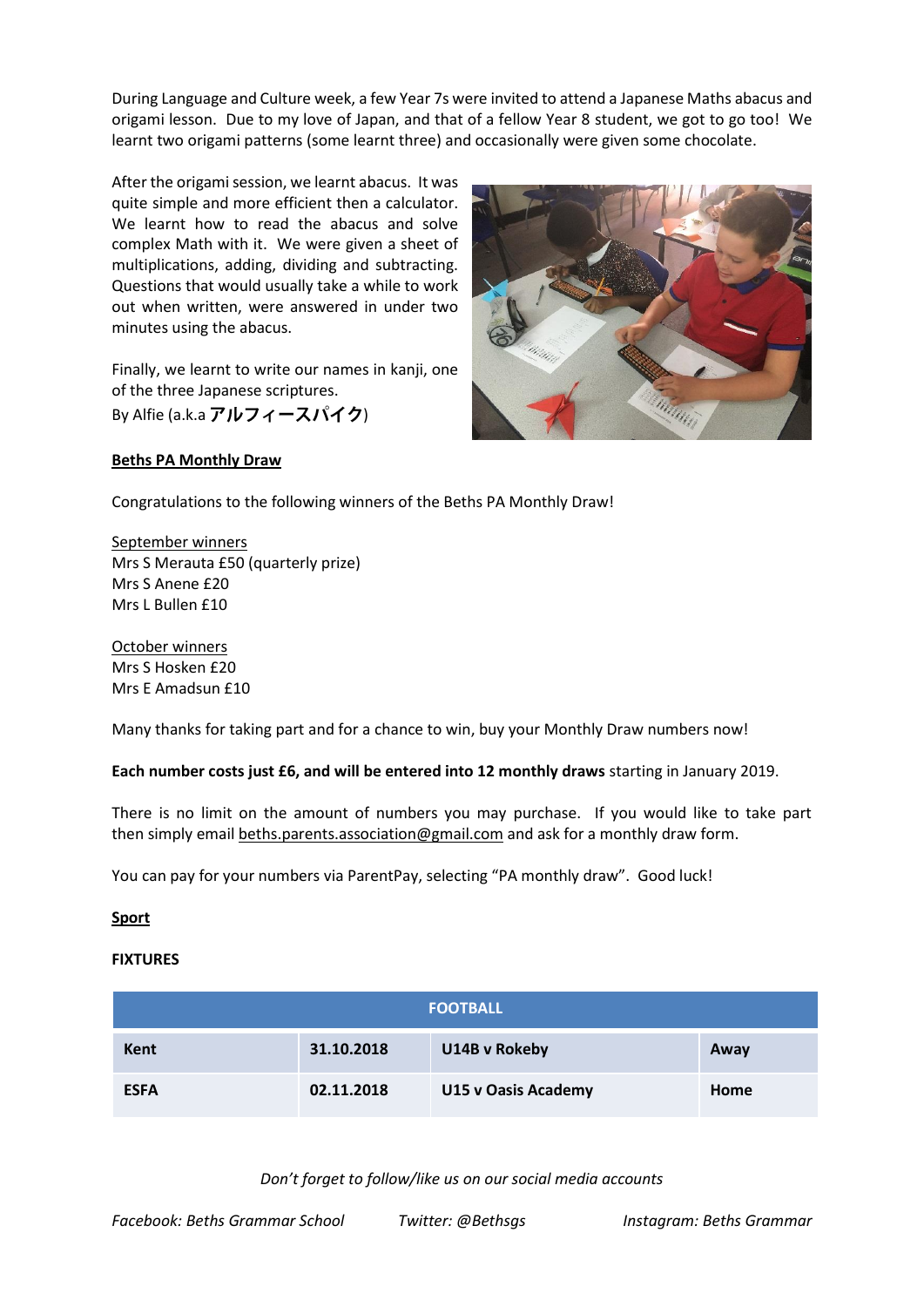During Language and Culture week, a few Year 7s were invited to attend a Japanese Maths abacus and origami lesson. Due to my love of Japan, and that of a fellow Year 8 student, we got to go too! We learnt two origami patterns (some learnt three) and occasionally were given some chocolate.

After the origami session, we learnt abacus. It was quite simple and more efficient then a calculator. We learnt how to read the abacus and solve complex Math with it. We were given a sheet of multiplications, adding, dividing and subtracting. Questions that would usually take a while to work out when written, were answered in under two minutes using the abacus.

Finally, we learnt to write our names in kanji, one of the three Japanese scriptures.
By Alfie (a.k.a **アルフィースパイク**)

**Beths PA Monthly Draw**

Congratulations to the following winners of the Beths PA Monthly Draw!

September winners
Mrs S Merauta £50 (quarterly prize)
Mrs S Anene £20
Mrs L Bullen £10

October winners
Mrs S Hosken £20
Mrs E Amadsun £10

Many thanks for taking part and for a chance to win, buy your Monthly Draw numbers now!

**Each number costs just £6, and will be entered into 12 monthly draws** starting in January 2019.

There is no limit on the amount of numbers you may purchase. If you would like to take part then simply email beths.parents.association@gmail.com and ask for a monthly draw form.

You can pay for your numbers via ParentPay, selecting "PA monthly draw". Good luck!

**Sport**

**FIXTURES**

| FOOTBALL | | | |
|---|---|---|---|
| **Kent** | **31.10.2018** | **U14B v Rokeby** | **Away** |
| **ESFA** | **02.11.2018** | **U15 v Oasis Academy** | **Home** |

*Don't forget to follow/like us on our social media accounts*

*Facebook: Beths Grammar School* *Twitter: @Bethsgs* *Instagram: Beths Grammar*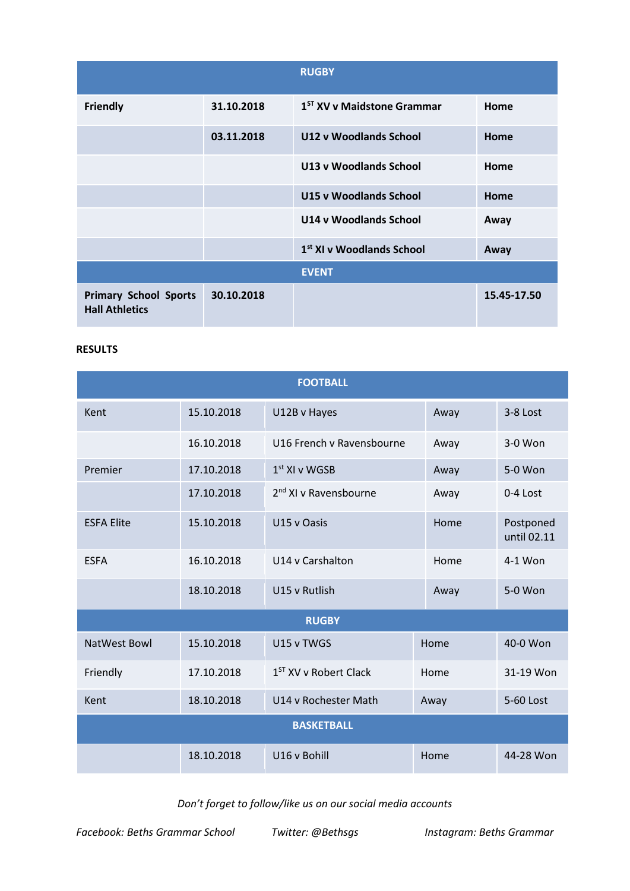| RUGBY | | | |
|---|---|---|---|
| **Friendly** | **31.10.2018** | **1ST XV v Maidstone Grammar** | **Home** |
| | **03.11.2018** | **U12 v Woodlands School** | **Home** |
| | | **U13 v Woodlands School** | **Home** |
| | | **U15 v Woodlands School** | **Home** |
| | | **U14 v Woodlands School** | **Away** |
| | | **1st XI v Woodlands School** | **Away** |
| **EVENT** | | | |
| **Primary School Sports Hall Athletics** | **30.10.2018** | | **15.45-17.50** |

**RESULTS**

| FOOTBALL | | | | |
|---|---|---|---|---|
| Kent | 15.10.2018 | U12B v Hayes | Away | 3-8 Lost |
| | 16.10.2018 | U16 French v Ravensbourne | Away | 3-0 Won |
| Premier | 17.10.2018 | 1st XI v WGSB | Away | 5-0 Won |
| | 17.10.2018 | 2nd XI v Ravensbourne | Away | 0-4 Lost |
| ESFA Elite | 15.10.2018 | U15 v Oasis | Home | Postponed until 02.11 |
| ESFA | 16.10.2018 | U14 v Carshalton | Home | 4-1 Won |
| | 18.10.2018 | U15 v Rutlish | Away | 5-0 Won |
| **RUGBY** | | | | |
| NatWest Bowl | 15.10.2018 | U15 v TWGS | Home | 40-0 Won |
| Friendly | 17.10.2018 | 1ST XV v Robert Clack | Home | 31-19 Won |
| Kent | 18.10.2018 | U14 v Rochester Math | Away | 5-60 Lost |
| **BASKETBALL** | | | | |
| | 18.10.2018 | U16 v Bohill | Home | 44-28 Won |

*Don't forget to follow/like us on our social media accounts*

*Facebook: Beths Grammar School* *Twitter: @Bethsgs* *Instagram: Beths Grammar*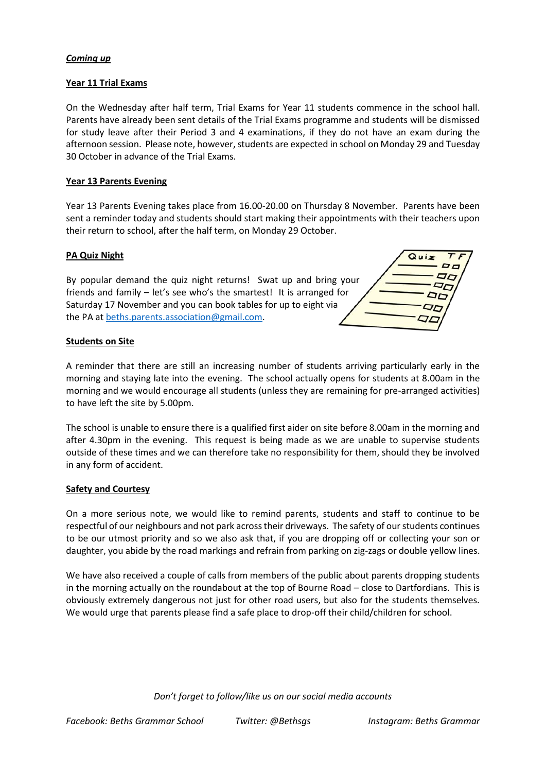## ***Coming up***

### **Year 11 Trial Exams**

On the Wednesday after half term, Trial Exams for Year 11 students commence in the school hall. Parents have already been sent details of the Trial Exams programme and students will be dismissed for study leave after their Period 3 and 4 examinations, if they do not have an exam during the afternoon session. Please note, however, students are expected in school on Monday 29 and Tuesday 30 October in advance of the Trial Exams.

### **Year 13 Parents Evening**

Year 13 Parents Evening takes place from 16.00-20.00 on Thursday 8 November. Parents have been sent a reminder today and students should start making their appointments with their teachers upon their return to school, after the half term, on Monday 29 October.

### **PA Quiz Night**

By popular demand the quiz night returns! Swat up and bring your friends and family – let's see who's the smartest! It is arranged for Saturday 17 November and you can book tables for up to eight via the PA at beths.parents.association@gmail.com.

### **Students on Site**

A reminder that there are still an increasing number of students arriving particularly early in the morning and staying late into the evening. The school actually opens for students at 8.00am in the morning and we would encourage all students (unless they are remaining for pre-arranged activities) to have left the site by 5.00pm.

The school is unable to ensure there is a qualified first aider on site before 8.00am in the morning and after 4.30pm in the evening. This request is being made as we are unable to supervise students outside of these times and we can therefore take no responsibility for them, should they be involved in any form of accident.

### **Safety and Courtesy**

On a more serious note, we would like to remind parents, students and staff to continue to be respectful of our neighbours and not park across their driveways. The safety of our students continues to be our utmost priority and so we also ask that, if you are dropping off or collecting your son or daughter, you abide by the road markings and refrain from parking on zig-zags or double yellow lines.

We have also received a couple of calls from members of the public about parents dropping students in the morning actually on the roundabout at the top of Bourne Road – close to Dartfordians. This is obviously extremely dangerous not just for other road users, but also for the students themselves. We would urge that parents please find a safe place to drop-off their child/children for school.

*Don't forget to follow/like us on our social media accounts*

*Facebook: Beths Grammar School* *Twitter: @Bethsgs* *Instagram: Beths Grammar*